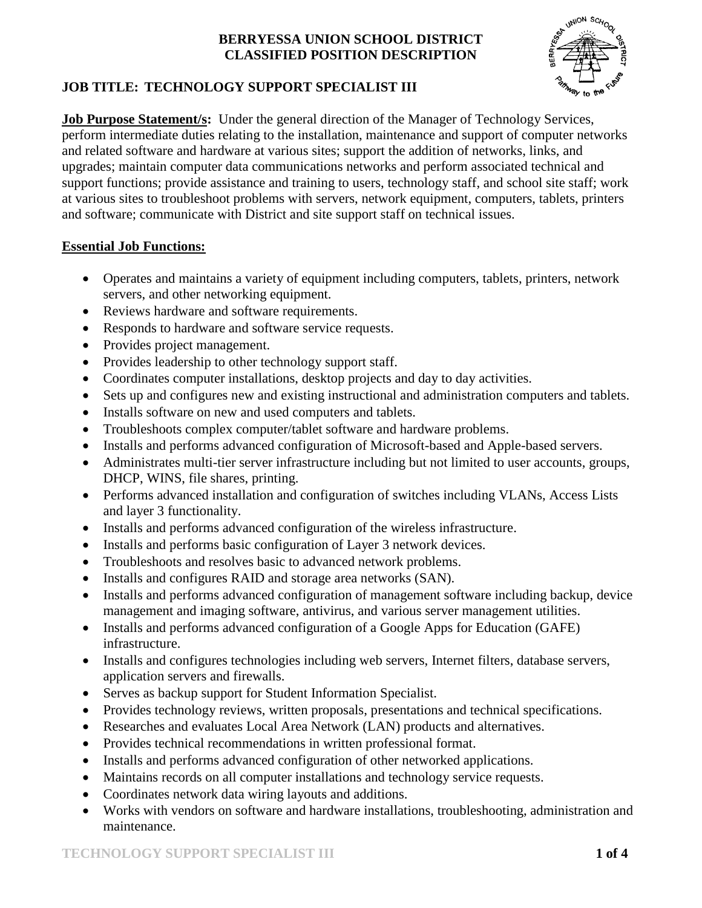# BERRYESSA UNION SCHOOL DISTRICT
# CLASSIFIED POSITION DESCRIPTION

## JOB TITLE: TECHNOLOGY SUPPORT SPECIALIST III

**Job Purpose Statement/s:** Under the general direction of the Manager of Technology Services, perform intermediate duties relating to the installation, maintenance and support of computer networks and related software and hardware at various sites; support the addition of networks, links, and upgrades; maintain computer data communications networks and perform associated technical and support functions; provide assistance and training to users, technology staff, and school site staff; work at various sites to troubleshoot problems with servers, network equipment, computers, tablets, printers and software; communicate with District and site support staff on technical issues.

**Essential Job Functions:**

- Operates and maintains a variety of equipment including computers, tablets, printers, network servers, and other networking equipment.
- Reviews hardware and software requirements.
- Responds to hardware and software service requests.
- Provides project management.
- Provides leadership to other technology support staff.
- Coordinates computer installations, desktop projects and day to day activities.
- Sets up and configures new and existing instructional and administration computers and tablets.
- Installs software on new and used computers and tablets.
- Troubleshoots complex computer/tablet software and hardware problems.
- Installs and performs advanced configuration of Microsoft-based and Apple-based servers.
- Administrates multi-tier server infrastructure including but not limited to user accounts, groups, DHCP, WINS, file shares, printing.
- Performs advanced installation and configuration of switches including VLANs, Access Lists and layer 3 functionality.
- Installs and performs advanced configuration of the wireless infrastructure.
- Installs and performs basic configuration of Layer 3 network devices.
- Troubleshoots and resolves basic to advanced network problems.
- Installs and configures RAID and storage area networks (SAN).
- Installs and performs advanced configuration of management software including backup, device management and imaging software, antivirus, and various server management utilities.
- Installs and performs advanced configuration of a Google Apps for Education (GAFE) infrastructure.
- Installs and configures technologies including web servers, Internet filters, database servers, application servers and firewalls.
- Serves as backup support for Student Information Specialist.
- Provides technology reviews, written proposals, presentations and technical specifications.
- Researches and evaluates Local Area Network (LAN) products and alternatives.
- Provides technical recommendations in written professional format.
- Installs and performs advanced configuration of other networked applications.
- Maintains records on all computer installations and technology service requests.
- Coordinates network data wiring layouts and additions.
- Works with vendors on software and hardware installations, troubleshooting, administration and maintenance.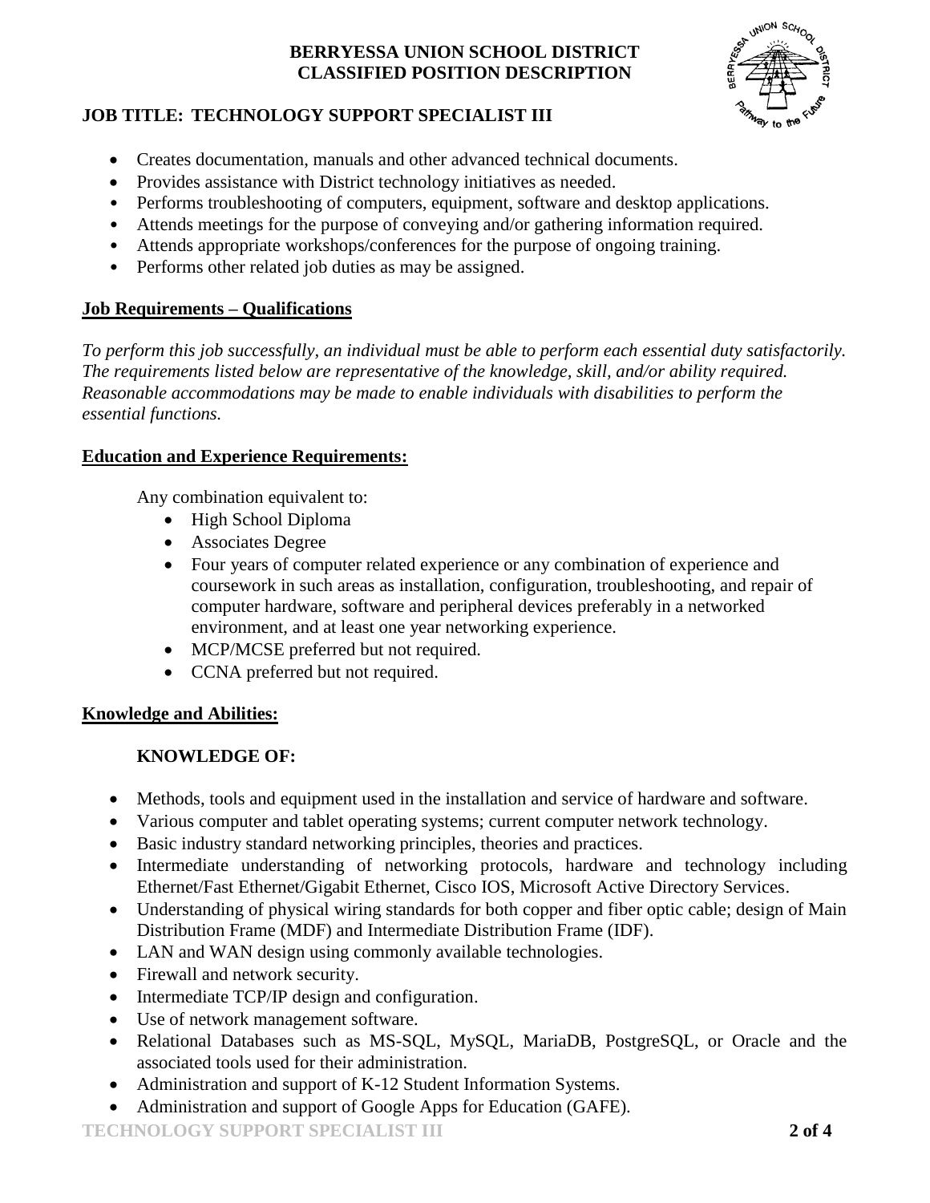- Creates documentation, manuals and other advanced technical documents.
- Provides assistance with District technology initiatives as needed.
- Performs troubleshooting of computers, equipment, software and desktop applications.
- Attends meetings for the purpose of conveying and/or gathering information required.
- Attends appropriate workshops/conferences for the purpose of ongoing training.
- Performs other related job duties as may be assigned.

## Job Requirements – Qualifications

*To perform this job successfully, an individual must be able to perform each essential duty satisfactorily. The requirements listed below are representative of the knowledge, skill, and/or ability required. Reasonable accommodations may be made to enable individuals with disabilities to perform the essential functions.*

## Education and Experience Requirements:

Any combination equivalent to:

- High School Diploma
- Associates Degree
- Four years of computer related experience or any combination of experience and coursework in such areas as installation, configuration, troubleshooting, and repair of computer hardware, software and peripheral devices preferably in a networked environment, and at least one year networking experience.
- MCP/MCSE preferred but not required.
- CCNA preferred but not required.

## Knowledge and Abilities:

### KNOWLEDGE OF:

- Methods, tools and equipment used in the installation and service of hardware and software.
- Various computer and tablet operating systems; current computer network technology.
- Basic industry standard networking principles, theories and practices.
- Intermediate understanding of networking protocols, hardware and technology including Ethernet/Fast Ethernet/Gigabit Ethernet, Cisco IOS, Microsoft Active Directory Services.
- Understanding of physical wiring standards for both copper and fiber optic cable; design of Main Distribution Frame (MDF) and Intermediate Distribution Frame (IDF).
- LAN and WAN design using commonly available technologies.
- Firewall and network security.
- Intermediate TCP/IP design and configuration.
- Use of network management software.
- Relational Databases such as MS-SQL, MySQL, MariaDB, PostgreSQL, or Oracle and the associated tools used for their administration.
- Administration and support of K-12 Student Information Systems.
- Administration and support of Google Apps for Education (GAFE).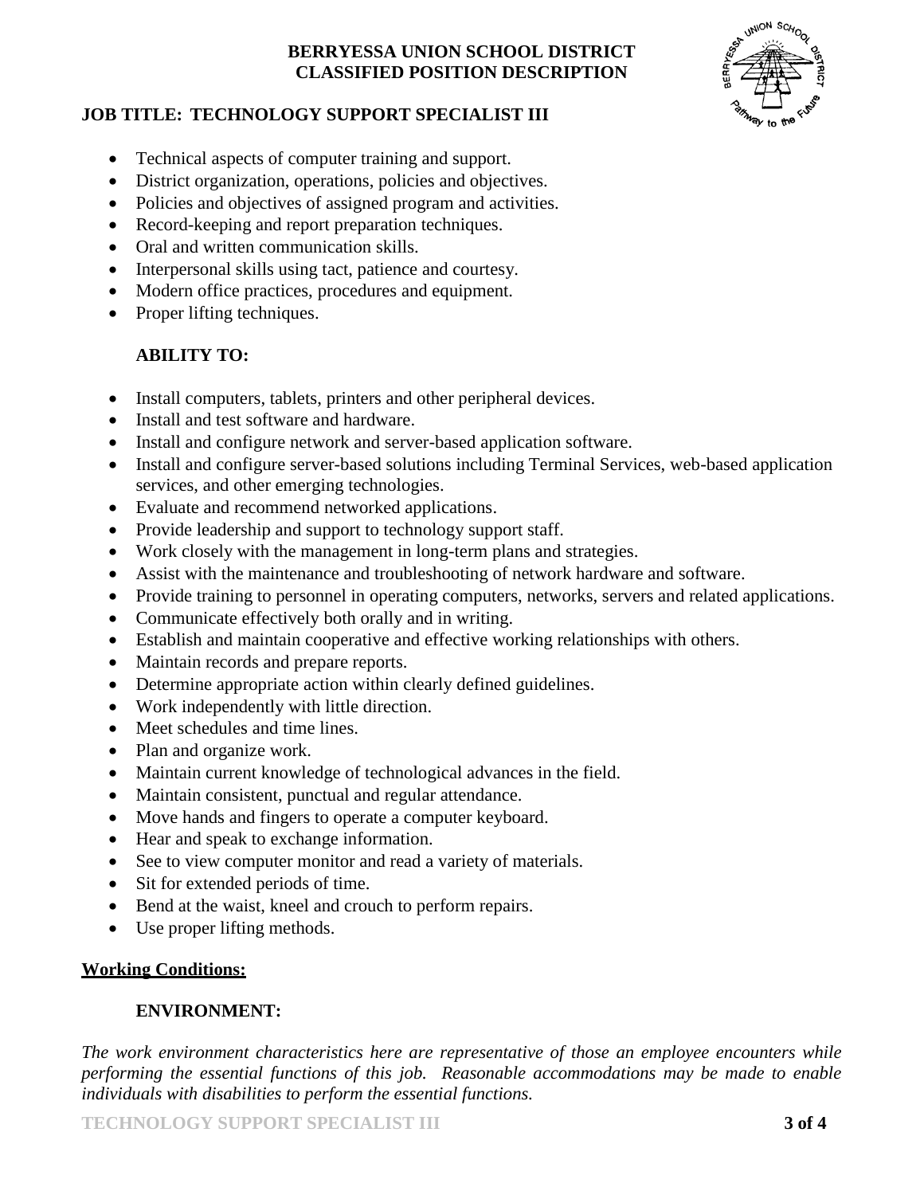**BERRYESSA UNION SCHOOL DISTRICT**
**CLASSIFIED POSITION DESCRIPTION**

**JOB TITLE: TECHNOLOGY SUPPORT SPECIALIST III**

- Technical aspects of computer training and support.
- District organization, operations, policies and objectives.
- Policies and objectives of assigned program and activities.
- Record-keeping and report preparation techniques.
- Oral and written communication skills.
- Interpersonal skills using tact, patience and courtesy.
- Modern office practices, procedures and equipment.
- Proper lifting techniques.

**ABILITY TO:**

- Install computers, tablets, printers and other peripheral devices.
- Install and test software and hardware.
- Install and configure network and server-based application software.
- Install and configure server-based solutions including Terminal Services, web-based application services, and other emerging technologies.
- Evaluate and recommend networked applications.
- Provide leadership and support to technology support staff.
- Work closely with the management in long-term plans and strategies.
- Assist with the maintenance and troubleshooting of network hardware and software.
- Provide training to personnel in operating computers, networks, servers and related applications.
- Communicate effectively both orally and in writing.
- Establish and maintain cooperative and effective working relationships with others.
- Maintain records and prepare reports.
- Determine appropriate action within clearly defined guidelines.
- Work independently with little direction.
- Meet schedules and time lines.
- Plan and organize work.
- Maintain current knowledge of technological advances in the field.
- Maintain consistent, punctual and regular attendance.
- Move hands and fingers to operate a computer keyboard.
- Hear and speak to exchange information.
- See to view computer monitor and read a variety of materials.
- Sit for extended periods of time.
- Bend at the waist, kneel and crouch to perform repairs.
- Use proper lifting methods.

## Working Conditions:

**ENVIRONMENT:**

*The work environment characteristics here are representative of those an employee encounters while performing the essential functions of this job. Reasonable accommodations may be made to enable individuals with disabilities to perform the essential functions.*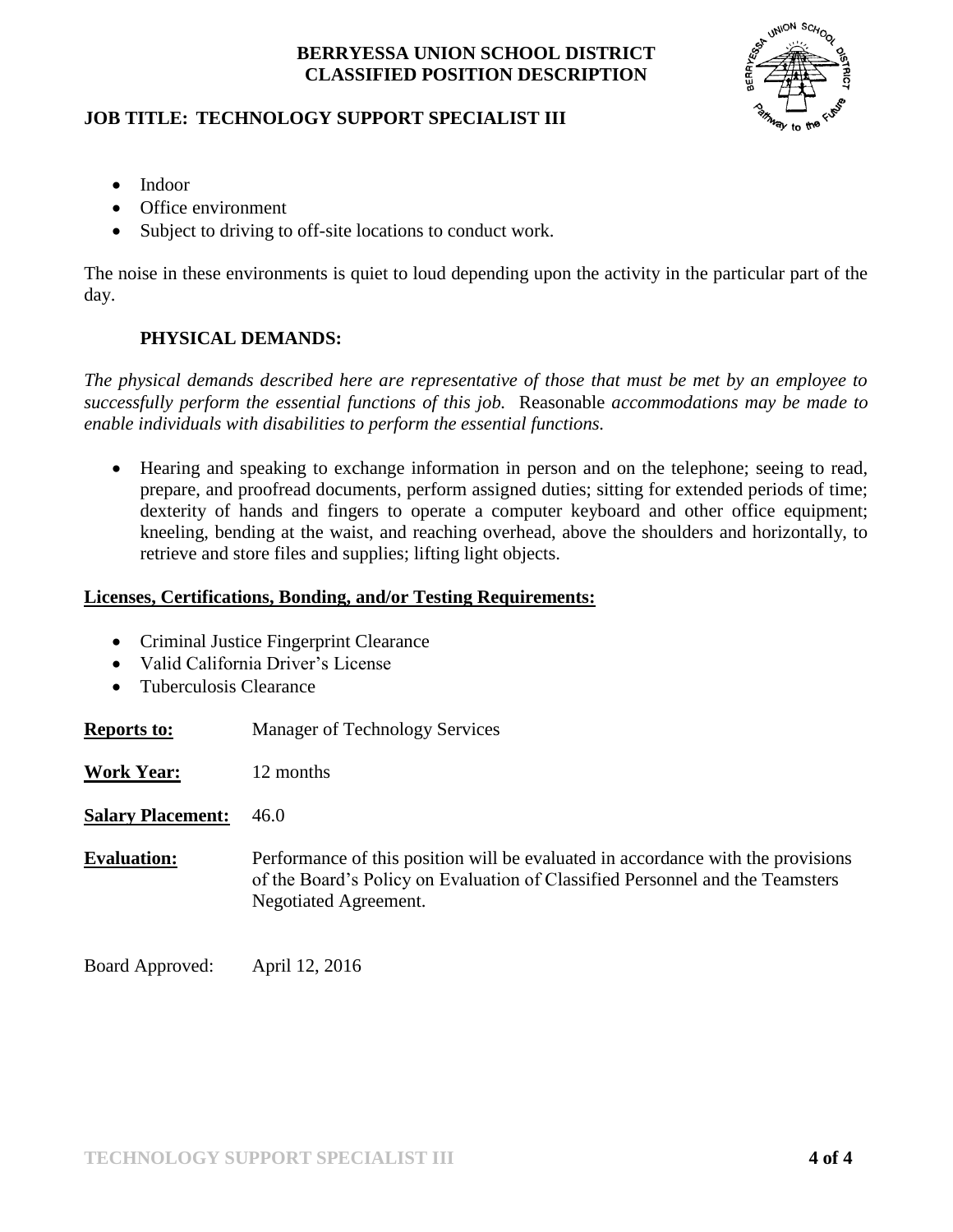# BERRYESSA UNION SCHOOL DISTRICT
# CLASSIFIED POSITION DESCRIPTION

**JOB TITLE: TECHNOLOGY SUPPORT SPECIALIST III**

- Indoor
- Office environment
- Subject to driving to off-site locations to conduct work.

The noise in these environments is quiet to loud depending upon the activity in the particular part of the day.

**PHYSICAL DEMANDS:**

*The physical demands described here are representative of those that must be met by an employee to successfully perform the essential functions of this job.* Reasonable *accommodations may be made to enable individuals with disabilities to perform the essential functions.*

- Hearing and speaking to exchange information in person and on the telephone; seeing to read, prepare, and proofread documents, perform assigned duties; sitting for extended periods of time; dexterity of hands and fingers to operate a computer keyboard and other office equipment; kneeling, bending at the waist, and reaching overhead, above the shoulders and horizontally, to retrieve and store files and supplies; lifting light objects.

**Licenses, Certifications, Bonding, and/or Testing Requirements:**

- Criminal Justice Fingerprint Clearance
- Valid California Driver's License
- Tuberculosis Clearance

**Reports to:** Manager of Technology Services

**Work Year:** 12 months

**Salary Placement:** 46.0

**Evaluation:** Performance of this position will be evaluated in accordance with the provisions of the Board's Policy on Evaluation of Classified Personnel and the Teamsters Negotiated Agreement.

Board Approved: April 12, 2016